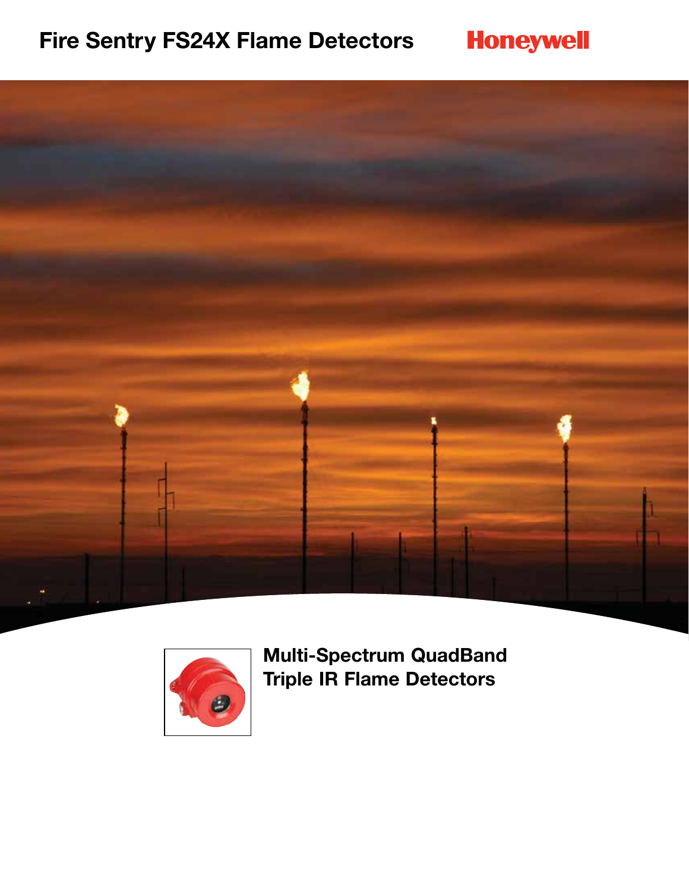# Fire Sentry FS24X Flame Detectors

Honeywell

## Multi-Spectrum QuadBand Triple IR Flame Detectors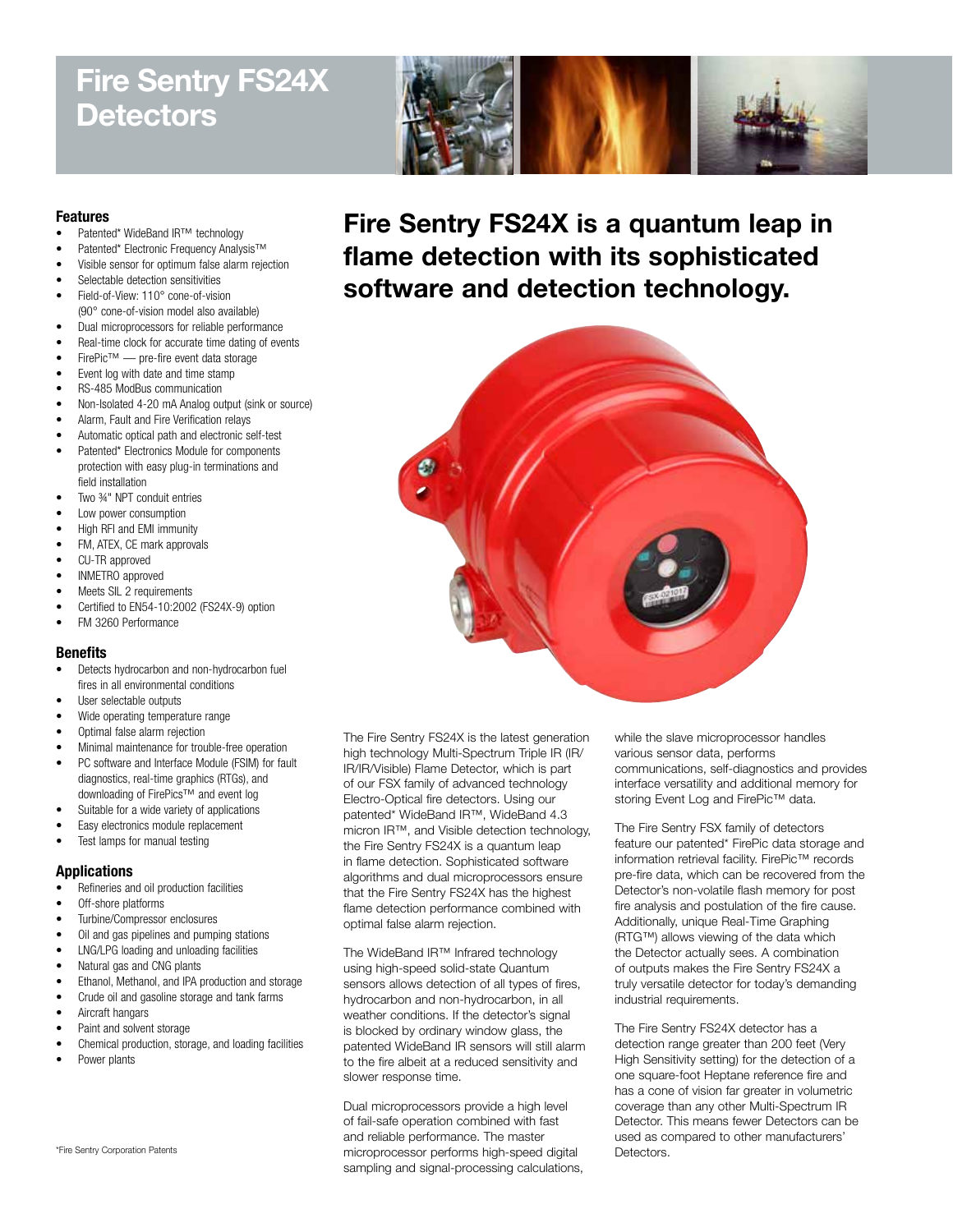# Fire Sentry FS24X Detectors

### Features

- Patented* WideBand IR™ technology
- Patented* Electronic Frequency Analysis™
- Visible sensor for optimum false alarm rejection
- Selectable detection sensitivities
- Field-of-View: 110° cone-of-vision (90° cone-of-vision model also available)
- Dual microprocessors for reliable performance
- Real-time clock for accurate time dating of events
- FirePic™ — pre-fire event data storage
- Event log with date and time stamp
- RS-485 ModBus communication
- Non-Isolated 4-20 mA Analog output (sink or source)
- Alarm, Fault and Fire Verification relays
- Automatic optical path and electronic self-test
- Patented* Electronics Module for components protection with easy plug-in terminations and field installation
- Two ¾" NPT conduit entries
- Low power consumption
- High RFI and EMI immunity
- FM, ATEX, CE mark approvals
- CU-TR approved
- INMETRO approved
- Meets SIL 2 requirements
- Certified to EN54-10:2002 (FS24X-9) option
- FM 3260 Performance

### Benefits

- Detects hydrocarbon and non-hydrocarbon fuel fires in all environmental conditions
- User selectable outputs
- Wide operating temperature range
- Optimal false alarm rejection
- Minimal maintenance for trouble-free operation
- PC software and Interface Module (FSIM) for fault diagnostics, real-time graphics (RTGs), and downloading of FirePics™ and event log
- Suitable for a wide variety of applications
- Easy electronics module replacement
- Test lamps for manual testing

### Applications

- Refineries and oil production facilities
- Off-shore platforms
- Turbine/Compressor enclosures
- Oil and gas pipelines and pumping stations
- LNG/LPG loading and unloading facilities
- Natural gas and CNG plants
- Ethanol, Methanol, and IPA production and storage
- Crude oil and gasoline storage and tank farms
- Aircraft hangars
- Paint and solvent storage
- Chemical production, storage, and loading facilities
- Power plants

*Fire Sentry Corporation Patents

## Fire Sentry FS24X is a quantum leap in flame detection with its sophisticated software and detection technology.

The Fire Sentry FS24X is the latest generation high technology Multi-Spectrum Triple IR (IR/IR/IR/Visible) Flame Detector, which is part of our FSX family of advanced technology Electro-Optical fire detectors. Using our patented* WideBand IR™, WideBand 4.3 micron IR™, and Visible detection technology, the Fire Sentry FS24X is a quantum leap in flame detection. Sophisticated software algorithms and dual microprocessors ensure that the Fire Sentry FS24X has the highest flame detection performance combined with optimal false alarm rejection.

The WideBand IR™ Infrared technology using high-speed solid-state Quantum sensors allows detection of all types of fires, hydrocarbon and non-hydrocarbon, in all weather conditions. If the detector's signal is blocked by ordinary window glass, the patented WideBand IR sensors will still alarm to the fire albeit at a reduced sensitivity and slower response time.

Dual microprocessors provide a high level of fail-safe operation combined with fast and reliable performance. The master microprocessor performs high-speed digital sampling and signal-processing calculations, while the slave microprocessor handles various sensor data, performs communications, self-diagnostics and provides interface versatility and additional memory for storing Event Log and FirePic™ data.

The Fire Sentry FSX family of detectors feature our patented* FirePic data storage and information retrieval facility. FirePic™ records pre-fire data, which can be recovered from the Detector's non-volatile flash memory for post fire analysis and postulation of the fire cause. Additionally, unique Real-Time Graphing (RTG™) allows viewing of the data which the Detector actually sees. A combination of outputs makes the Fire Sentry FS24X a truly versatile detector for today's demanding industrial requirements.

The Fire Sentry FS24X detector has a detection range greater than 200 feet (Very High Sensitivity setting) for the detection of a one square-foot Heptane reference fire and has a cone of vision far greater in volumetric coverage than any other Multi-Spectrum IR Detector. This means fewer Detectors can be used as compared to other manufacturers' Detectors.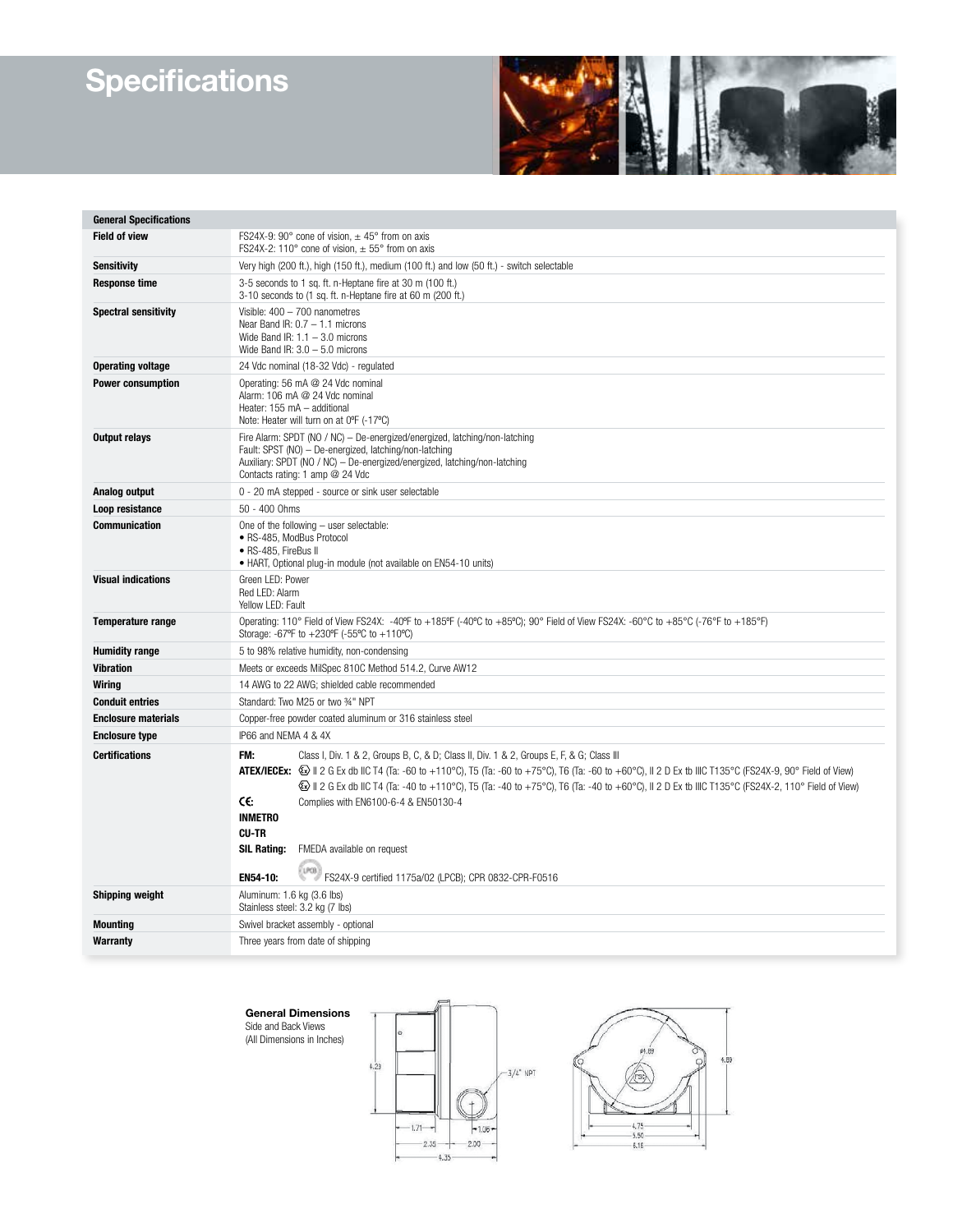# Specifications

| General Specifications | |
|---|---|
| **Field of view** | FS24X-9: 90° cone of vision, ± 45° from on axis<br>FS24X-2: 110° cone of vision, ± 55° from on axis |
| **Sensitivity** | Very high (200 ft.), high (150 ft.), medium (100 ft.) and low (50 ft.) - switch selectable |
| **Response time** | 3-5 seconds to 1 sq. ft. n-Heptane fire at 30 m (100 ft.)<br>3-10 seconds to (1 sq. ft. n-Heptane fire at 60 m (200 ft.) |
| **Spectral sensitivity** | Visible: 400 – 700 nanometres<br>Near Band IR: 0.7 – 1.1 microns<br>Wide Band IR: 1.1 – 3.0 microns<br>Wide Band IR: 3.0 – 5.0 microns |
| **Operating voltage** | 24 Vdc nominal (18-32 Vdc) - regulated |
| **Power consumption** | Operating: 56 mA @ 24 Vdc nominal<br>Alarm: 106 mA @ 24 Vdc nominal<br>Heater: 155 mA – additional<br>Note: Heater will turn on at 0ºF (-17ºC) |
| **Output relays** | Fire Alarm: SPDT (NO / NC) – De-energized/energized, latching/non-latching<br>Fault: SPST (NO) – De-energized, latching/non-latching<br>Auxiliary: SPDT (NO / NC) – De-energized/energized, latching/non-latching<br>Contacts rating: 1 amp @ 24 Vdc |
| **Analog output** | 0 - 20 mA stepped - source or sink user selectable |
| **Loop resistance** | 50 - 400 Ohms |
| **Communication** | One of the following – user selectable:<br>• RS-485, ModBus Protocol<br>• RS-485, FireBus II<br>• HART, Optional plug-in module (not available on EN54-10 units) |
| **Visual indications** | Green LED: Power<br>Red LED: Alarm<br>Yellow LED: Fault |
| **Temperature range** | Operating: 110° Field of View FS24X: -40ºF to +185ºF (-40ºC to +85ºC); 90° Field of View FS24X: -60°C to +85°C (-76°F to +185°F)<br>Storage: -67ºF to +230ºF (-55ºC to +110ºC) |
| **Humidity range** | 5 to 98% relative humidity, non-condensing |
| **Vibration** | Meets or exceeds MilSpec 810C Method 514.2, Curve AW12 |
| **Wiring** | 14 AWG to 22 AWG; shielded cable recommended |
| **Conduit entries** | Standard: Two M25 or two ¾" NPT |
| **Enclosure materials** | Copper-free powder coated aluminum or 316 stainless steel |
| **Enclosure type** | IP66 and NEMA 4 & 4X |
| **Certifications** | **FM:** Class I, Div. 1 & 2, Groups B, C, & D; Class II, Div. 1 & 2, Groups E, F, & G; Class III<br>**ATEX/IECEx:** Ex II 2 G Ex db IIC T4 (Ta: -60 to +110°C), T5 (Ta: -60 to +75°C), T6 (Ta: -60 to +60°C), II 2 D Ex tb IIIC T135°C (FS24X-9, 90° Field of View)<br>Ex II 2 G Ex db IIC T4 (Ta: -40 to +110°C), T5 (Ta: -40 to +75°C), T6 (Ta: -40 to +60°C), II 2 D Ex tb IIIC T135°C (FS24X-2, 110° Field of View)<br>**CE:** Complies with EN6100-6-4 & EN50130-4<br>**INMETRO**<br>**CU-TR**<br>**SIL Rating:** FMEDA available on request<br>**EN54-10:** LPCB FS24X-9 certified 1175a/02 (LPCB); CPR 0832-CPR-F0516 |
| **Shipping weight** | Aluminum: 1.6 kg (3.6 lbs)<br>Stainless steel: 3.2 kg (7 lbs) |
| **Mounting** | Swivel bracket assembly - optional |
| **Warranty** | Three years from date of shipping |

**General Dimensions**
Side and Back Views
(All Dimensions in Inches)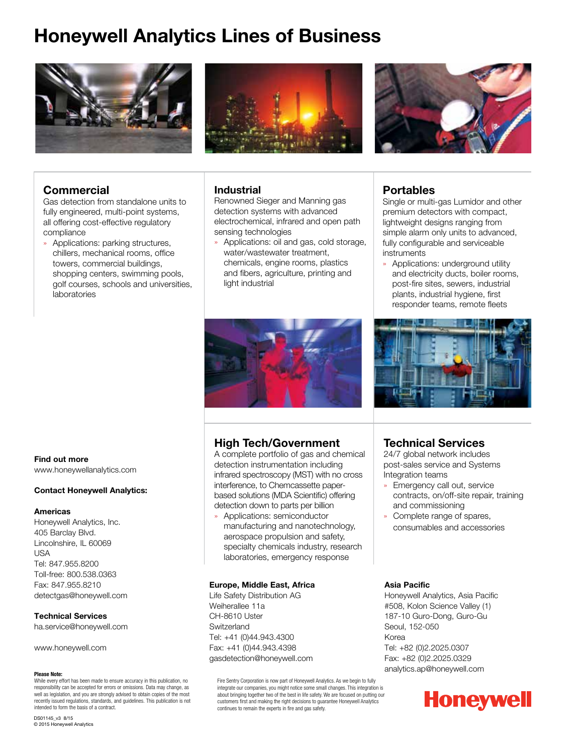# Honeywell Analytics Lines of Business

## Commercial

Gas detection from standalone units to fully engineered, multi-point systems, all offering cost-effective regulatory compliance

- Applications: parking structures, chillers, mechanical rooms, office towers, commercial buildings, shopping centers, swimming pools, golf courses, schools and universities, laboratories

## Industrial

Renowned Sieger and Manning gas detection systems with advanced electrochemical, infrared and open path sensing technologies

- Applications: oil and gas, cold storage, water/wastewater treatment, chemicals, engine rooms, plastics and fibers, agriculture, printing and light industrial

## Portables

Single or multi-gas Lumidor and other premium detectors with compact, lightweight designs ranging from simple alarm only units to advanced, fully configurable and serviceable instruments

- Applications: underground utility and electricity ducts, boiler rooms, post-fire sites, sewers, industrial plants, industrial hygiene, first responder teams, remote fleets

## High Tech/Government

A complete portfolio of gas and chemical detection instrumentation including infrared spectroscopy (MST) with no cross interference, to Chemcassette paper-based solutions (MDA Scientific) offering detection down to parts per billion

- Applications: semiconductor manufacturing and nanotechnology, aerospace propulsion and safety, specialty chemicals industry, research laboratories, emergency response

## Technical Services

24/7 global network includes post-sales service and Systems Integration teams

- Emergency call out, service contracts, on/off-site repair, training and commissioning
- Complete range of spares, consumables and accessories

**Find out more**
www.honeywellanalytics.com

**Contact Honeywell Analytics:**

**Americas**
Honeywell Analytics, Inc.
405 Barclay Blvd.
Lincolnshire, IL 60069
USA
Tel: 847.955.8200
Toll-free: 800.538.0363
Fax: 847.955.8210
detectgas@honeywell.com

**Technical Services**
ha.service@honeywell.com

www.honeywell.com

**Europe, Middle East, Africa**
Life Safety Distribution AG
Weiherallee 11a
CH-8610 Uster
Switzerland
Tel: +41 (0)44.943.4300
Fax: +41 (0)44.943.4398
gasdetection@honeywell.com

**Asia Pacific**
Honeywell Analytics, Asia Pacific
#508, Kolon Science Valley (1)
187-10 Guro-Dong, Guro-Gu
Seoul, 152-050
Korea
Tel: +82 (0)2.2025.0307
Fax: +82 (0)2.2025.0329
analytics.ap@honeywell.com

**Please Note:**
While every effort has been made to ensure accuracy in this publication, no responsibility can be accepted for errors or omissions. Data may change, as well as legislation, and you are strongly advised to obtain copies of the most recently issued regulations, standards, and guidelines. This publication is not intended to form the basis of a contract.

Fire Sentry Corporation is now part of Honeywell Analytics. As we begin to fully integrate our companies, you might notice some small changes. This integration is about bringing together two of the best in life safety. We are focused on putting our customers first and making the right decisions to guarantee Honeywell Analytics continues to remain the experts in fire and gas safety.

DS01145_v3 8/15
© 2015 Honeywell Analytics

Honeywell